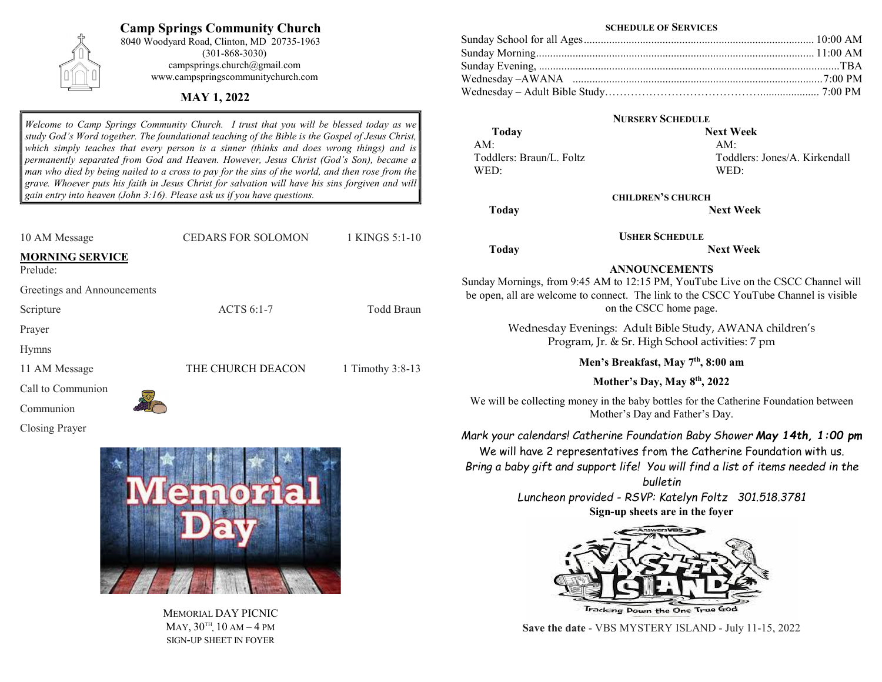# Camp Springs Community Church

8040 Woodyard Road, Clinton, MD 20735-1963
(301-868-3030)
campsprings.church@gmail.com
www.campspringscommunitychurch.com

## MAY 1, 2022

*Welcome to Camp Springs Community Church. I trust that you will be blessed today as we study God's Word together. The foundational teaching of the Bible is the Gospel of Jesus Christ, which simply teaches that every person is a sinner (thinks and does wrong things) and is permanently separated from God and Heaven. However, Jesus Christ (God's Son), became a man who died by being nailed to a cross to pay for the sins of the world, and then rose from the grave. Whoever puts his faith in Jesus Christ for salvation will have his sins forgiven and will gain entry into heaven (John 3:16). Please ask us if you have questions.*

| 10 AM Message | CEDARS FOR SOLOMON | 1 KINGS 5:1-10 |
|---|---|---|

**MORNING SERVICE**

| | | |
|---|---|---|
| Prelude: | | |
| Greetings and Announcements | | |
| Scripture | ACTS 6:1-7 | Todd Braun |
| Prayer | | |
| Hymns | | |
| 11 AM Message | THE CHURCH DEACON | 1 Timothy 3:8-13 |
| Call to Communion | | |
| Communion | | |
| Closing Prayer | | |

Memorial Day

MEMORIAL DAY PICNIC
MAY, 30TH, 10 AM – 4 PM
SIGN-UP SHEET IN FOYER

### SCHEDULE OF SERVICES

| | |
|---|---|
| Sunday School for all Ages | 10:00 AM |
| Sunday Morning | 11:00 AM |
| Sunday Evening, | TBA |
| Wednesday –AWANA | 7:00 PM |
| Wednesday – Adult Bible Study | 7:00 PM |

### NURSERY SCHEDULE

| Today | Next Week |
|---|---|
| AM: | AM: |
| Toddlers: Braun/L. Foltz | Toddlers: Jones/A. Kirkendall |
| WED: | WED: |

### CHILDREN'S CHURCH

| Today | Next Week |
|---|---|

### USHER SCHEDULE

| Today | Next Week |
|---|---|

### ANNOUNCEMENTS

Sunday Mornings, from 9:45 AM to 12:15 PM, YouTube Live on the CSCC Channel will be open, all are welcome to connect. The link to the CSCC YouTube Channel is visible on the CSCC home page.

Wednesday Evenings: Adult Bible Study, AWANA children's Program, Jr. & Sr. High School activities: 7 pm

**Men's Breakfast, May 7th, 8:00 am**

**Mother's Day, May 8th, 2022**

We will be collecting money in the baby bottles for the Catherine Foundation between Mother's Day and Father's Day.

*Mark your calendars! Catherine Foundation Baby Shower **May 14th, 1:00 pm***
*We will have 2 representatives from the Catherine Foundation with us.*
*Bring a baby gift and support life! You will find a list of items needed in the bulletin*
*Luncheon provided - RSVP: Katelyn Foltz 301.518.3781*
**Sign-up sheets are in the foyer**

AnswersVBS MYSTERY ISLAND — Tracking Down the One True God

**Save the date** - VBS MYSTERY ISLAND - July 11-15, 2022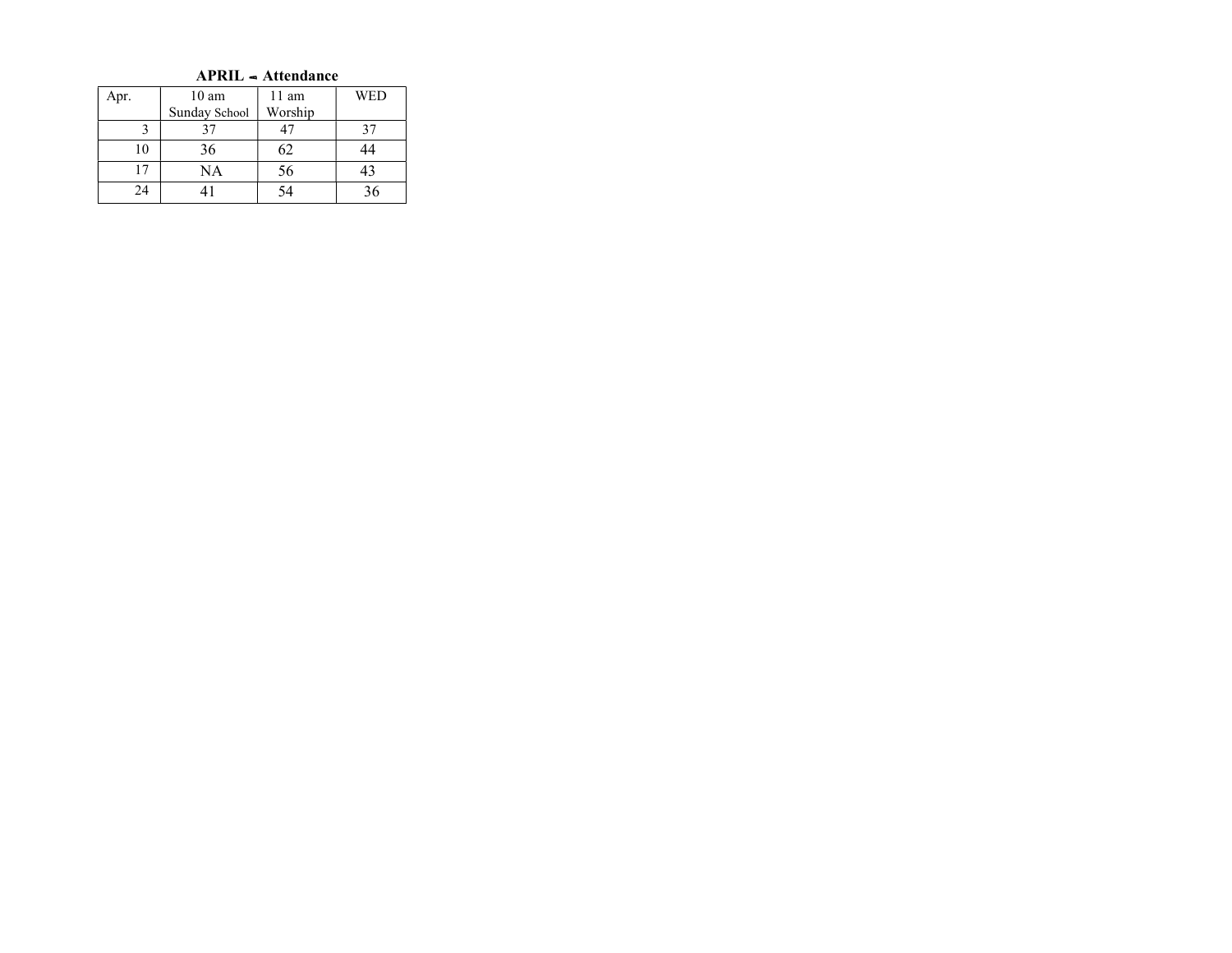**APRIL – Attendance**

| Apr. | 10 am Sunday School | 11 am Worship | WED |
|---|---|---|---|
| 3 | 37 | 47 | 37 |
| 10 | 36 | 62 | 44 |
| 17 | NA | 56 | 43 |
| 24 | 41 | 54 | 36 |